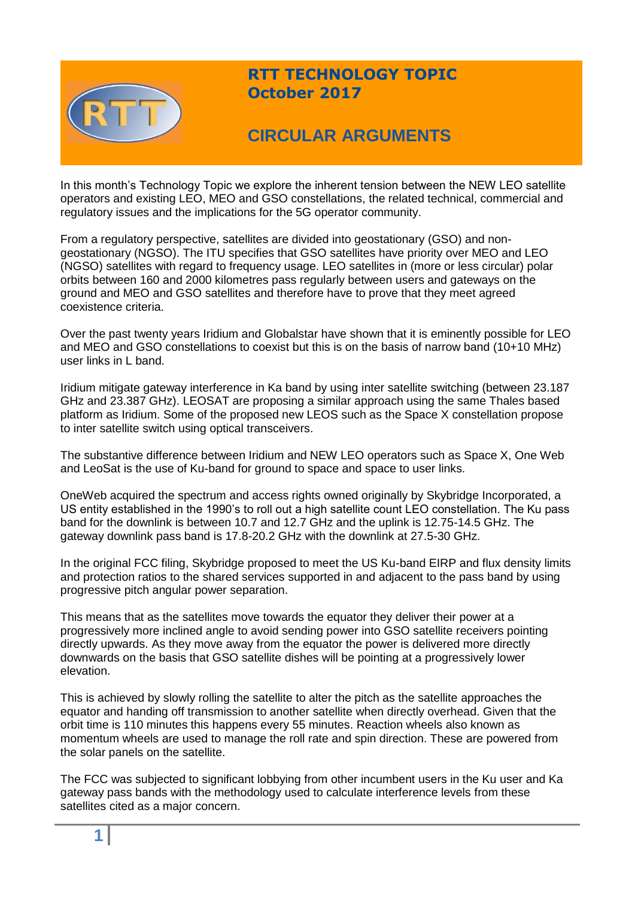# RTT TECHNOLOGY TOPIC
**October 2017**

## CIRCULAR ARGUMENTS

In this month's Technology Topic we explore the inherent tension between the NEW LEO satellite operators and existing LEO, MEO and GSO constellations, the related technical, commercial and regulatory issues and the implications for the 5G operator community.

From a regulatory perspective, satellites are divided into geostationary (GSO) and non-geostationary (NGSO). The ITU specifies that GSO satellites have priority over MEO and LEO (NGSO) satellites with regard to frequency usage. LEO satellites in (more or less circular) polar orbits between 160 and 2000 kilometres pass regularly between users and gateways on the ground and MEO and GSO satellites and therefore have to prove that they meet agreed coexistence criteria.

Over the past twenty years Iridium and Globalstar have shown that it is eminently possible for LEO and MEO and GSO constellations to coexist but this is on the basis of narrow band (10+10 MHz) user links in L band.

Iridium mitigate gateway interference in Ka band by using inter satellite switching (between 23.187 GHz and 23.387 GHz). LEOSAT are proposing a similar approach using the same Thales based platform as Iridium. Some of the proposed new LEOS such as the Space X constellation propose to inter satellite switch using optical transceivers.

The substantive difference between Iridium and NEW LEO operators such as Space X, One Web and LeoSat is the use of Ku-band for ground to space and space to user links.

OneWeb acquired the spectrum and access rights owned originally by Skybridge Incorporated, a US entity established in the 1990's to roll out a high satellite count LEO constellation. The Ku pass band for the downlink is between 10.7 and 12.7 GHz and the uplink is 12.75-14.5 GHz. The gateway downlink pass band is 17.8-20.2 GHz with the downlink at 27.5-30 GHz.

In the original FCC filing, Skybridge proposed to meet the US Ku-band EIRP and flux density limits and protection ratios to the shared services supported in and adjacent to the pass band by using progressive pitch angular power separation.

This means that as the satellites move towards the equator they deliver their power at a progressively more inclined angle to avoid sending power into GSO satellite receivers pointing directly upwards. As they move away from the equator the power is delivered more directly downwards on the basis that GSO satellite dishes will be pointing at a progressively lower elevation.

This is achieved by slowly rolling the satellite to alter the pitch as the satellite approaches the equator and handing off transmission to another satellite when directly overhead. Given that the orbit time is 110 minutes this happens every 55 minutes. Reaction wheels also known as momentum wheels are used to manage the roll rate and spin direction. These are powered from the solar panels on the satellite.

The FCC was subjected to significant lobbying from other incumbent users in the Ku user and Ka gateway pass bands with the methodology used to calculate interference levels from these satellites cited as a major concern.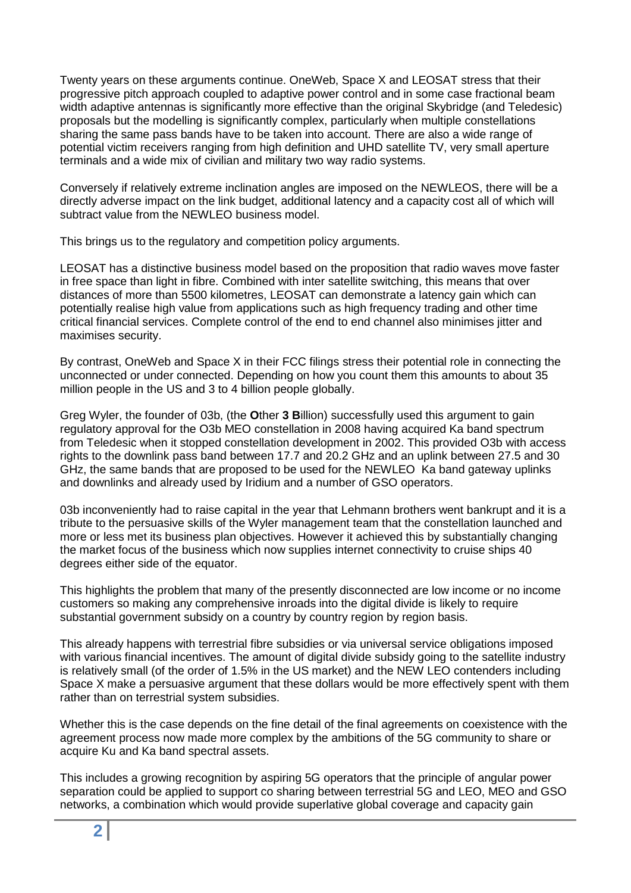Twenty years on these arguments continue. OneWeb, Space X and LEOSAT stress that their progressive pitch approach coupled to adaptive power control and in some case fractional beam width adaptive antennas is significantly more effective than the original Skybridge (and Teledesic) proposals but the modelling is significantly complex, particularly when multiple constellations sharing the same pass bands have to be taken into account. There are also a wide range of potential victim receivers ranging from high definition and UHD satellite TV, very small aperture terminals and a wide mix of civilian and military two way radio systems.

Conversely if relatively extreme inclination angles are imposed on the NEWLEOS, there will be a directly adverse impact on the link budget, additional latency and a capacity cost all of which will subtract value from the NEWLEO business model.

This brings us to the regulatory and competition policy arguments.

LEOSAT has a distinctive business model based on the proposition that radio waves move faster in free space than light in fibre. Combined with inter satellite switching, this means that over distances of more than 5500 kilometres, LEOSAT can demonstrate a latency gain which can potentially realise high value from applications such as high frequency trading and other time critical financial services. Complete control of the end to end channel also minimises jitter and maximises security.

By contrast, OneWeb and Space X in their FCC filings stress their potential role in connecting the unconnected or under connected. Depending on how you count them this amounts to about 35 million people in the US and 3 to 4 billion people globally.

Greg Wyler, the founder of 03b, (the **O**ther **3 B**illion) successfully used this argument to gain regulatory approval for the O3b MEO constellation in 2008 having acquired Ka band spectrum from Teledesic when it stopped constellation development in 2002. This provided O3b with access rights to the downlink pass band between 17.7 and 20.2 GHz and an uplink between 27.5 and 30 GHz, the same bands that are proposed to be used for the NEWLEO Ka band gateway uplinks and downlinks and already used by Iridium and a number of GSO operators.

03b inconveniently had to raise capital in the year that Lehmann brothers went bankrupt and it is a tribute to the persuasive skills of the Wyler management team that the constellation launched and more or less met its business plan objectives. However it achieved this by substantially changing the market focus of the business which now supplies internet connectivity to cruise ships 40 degrees either side of the equator.

This highlights the problem that many of the presently disconnected are low income or no income customers so making any comprehensive inroads into the digital divide is likely to require substantial government subsidy on a country by country region by region basis.

This already happens with terrestrial fibre subsidies or via universal service obligations imposed with various financial incentives. The amount of digital divide subsidy going to the satellite industry is relatively small (of the order of 1.5% in the US market) and the NEW LEO contenders including Space X make a persuasive argument that these dollars would be more effectively spent with them rather than on terrestrial system subsidies.

Whether this is the case depends on the fine detail of the final agreements on coexistence with the agreement process now made more complex by the ambitions of the 5G community to share or acquire Ku and Ka band spectral assets.

This includes a growing recognition by aspiring 5G operators that the principle of angular power separation could be applied to support co sharing between terrestrial 5G and LEO, MEO and GSO networks, a combination which would provide superlative global coverage and capacity gain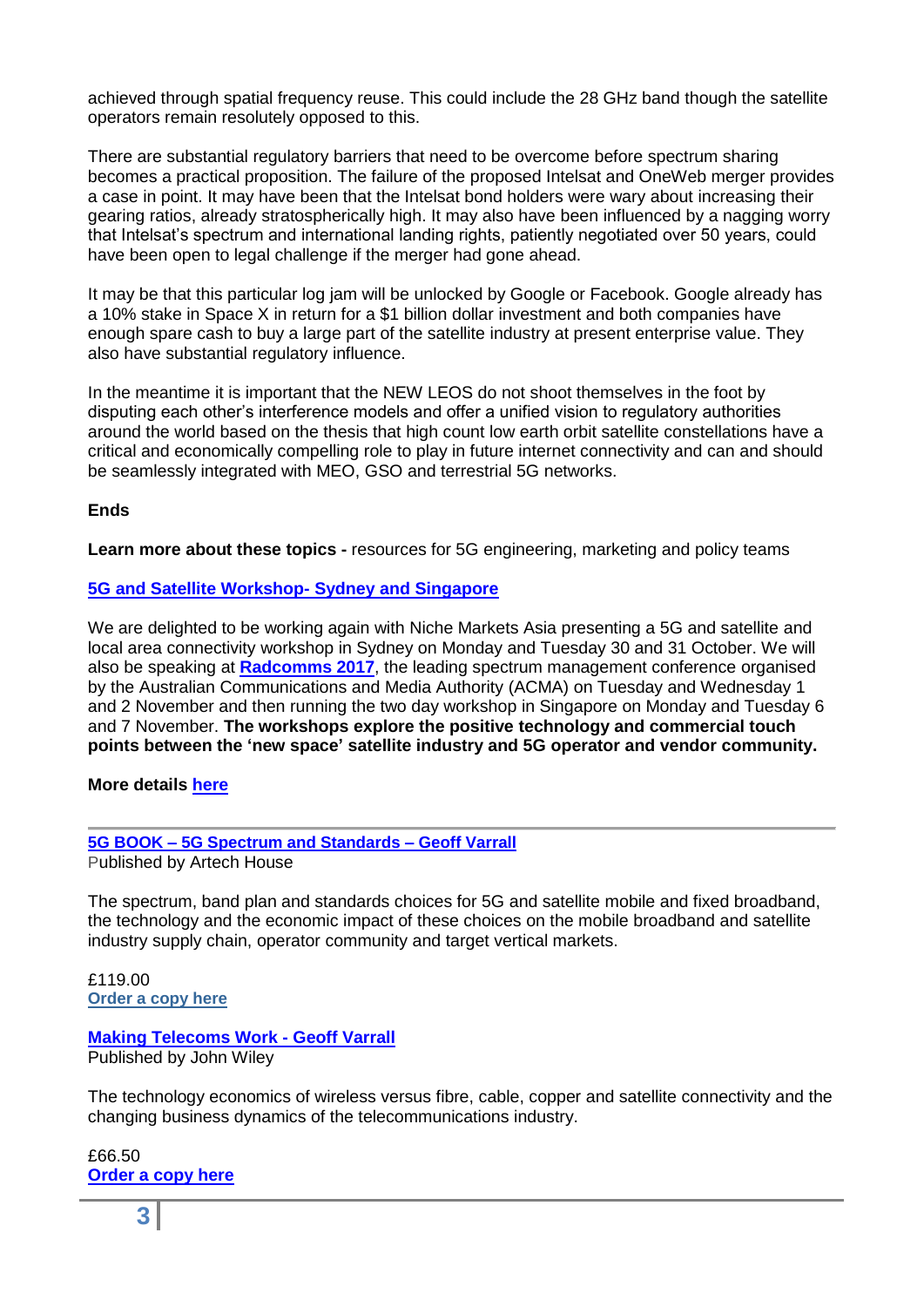achieved through spatial frequency reuse. This could include the 28 GHz band though the satellite operators remain resolutely opposed to this.

There are substantial regulatory barriers that need to be overcome before spectrum sharing becomes a practical proposition. The failure of the proposed Intelsat and OneWeb merger provides a case in point. It may have been that the Intelsat bond holders were wary about increasing their gearing ratios, already stratospherically high. It may also have been influenced by a nagging worry that Intelsat's spectrum and international landing rights, patiently negotiated over 50 years, could have been open to legal challenge if the merger had gone ahead.

It may be that this particular log jam will be unlocked by Google or Facebook. Google already has a 10% stake in Space X in return for a $1 billion dollar investment and both companies have enough spare cash to buy a large part of the satellite industry at present enterprise value. They also have substantial regulatory influence.

In the meantime it is important that the NEW LEOS do not shoot themselves in the foot by disputing each other's interference models and offer a unified vision to regulatory authorities around the world based on the thesis that high count low earth orbit satellite constellations have a critical and economically compelling role to play in future internet connectivity and can and should be seamlessly integrated with MEO, GSO and terrestrial 5G networks.

**Ends**

**Learn more about these topics -** resources for 5G engineering, marketing and policy teams

**5G and Satellite Workshop- Sydney and Singapore**

We are delighted to be working again with Niche Markets Asia presenting a 5G and satellite and local area connectivity workshop in Sydney on Monday and Tuesday 30 and 31 October. We will also be speaking at **Radcomms 2017**, the leading spectrum management conference organised by the Australian Communications and Media Authority (ACMA) on Tuesday and Wednesday 1 and 2 November and then running the two day workshop in Singapore on Monday and Tuesday 6 and 7 November. **The workshops explore the positive technology and commercial touch points between the 'new space' satellite industry and 5G operator and vendor community.**

**More details here**

---

**5G BOOK – 5G Spectrum and Standards – Geoff Varrall**
Published by Artech House

The spectrum, band plan and standards choices for 5G and satellite mobile and fixed broadband, the technology and the economic impact of these choices on the mobile broadband and satellite industry supply chain, operator community and target vertical markets.

£119.00
**Order a copy here**

**Making Telecoms Work - Geoff Varrall**
Published by John Wiley

The technology economics of wireless versus fibre, cable, copper and satellite connectivity and the changing business dynamics of the telecommunications industry.

£66.50
**Order a copy here**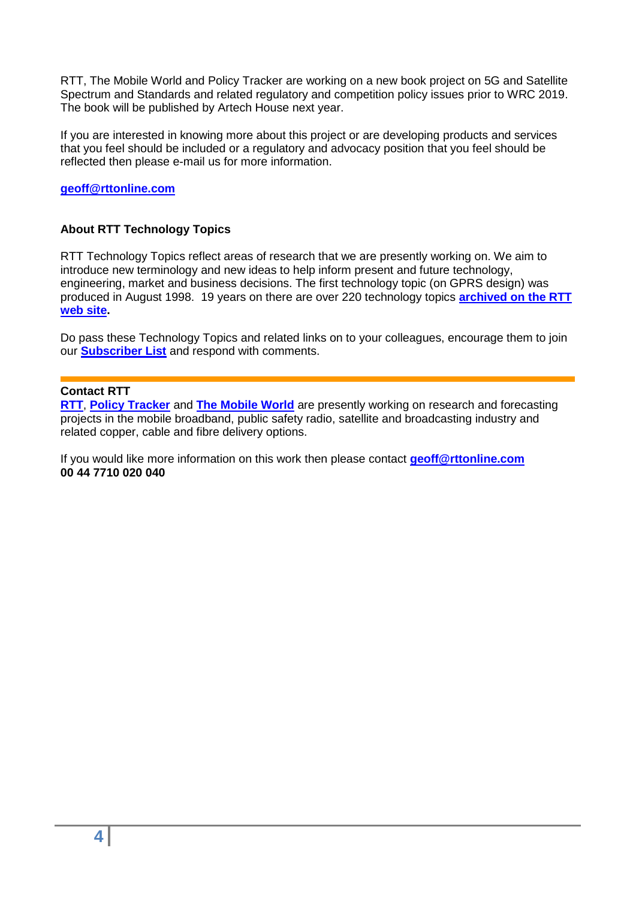RTT, The Mobile World and Policy Tracker are working on a new book project on 5G and Satellite Spectrum and Standards and related regulatory and competition policy issues prior to WRC 2019. The book will be published by Artech House next year.

If you are interested in knowing more about this project or are developing products and services that you feel should be included or a regulatory and advocacy position that you feel should be reflected then please e-mail us for more information.

**geoff@rttonline.com**

### About RTT Technology Topics

RTT Technology Topics reflect areas of research that we are presently working on. We aim to introduce new terminology and new ideas to help inform present and future technology, engineering, market and business decisions. The first technology topic (on GPRS design) was produced in August 1998. 19 years on there are over 220 technology topics **archived on the RTT web site.**

Do pass these Technology Topics and related links on to your colleagues, encourage them to join our **Subscriber List** and respond with comments.

---

### Contact RTT

**RTT**, **Policy Tracker** and **The Mobile World** are presently working on research and forecasting projects in the mobile broadband, public safety radio, satellite and broadcasting industry and related copper, cable and fibre delivery options.

If you would like more information on this work then please contact **geoff@rttonline.com**
**00 44 7710 020 040**